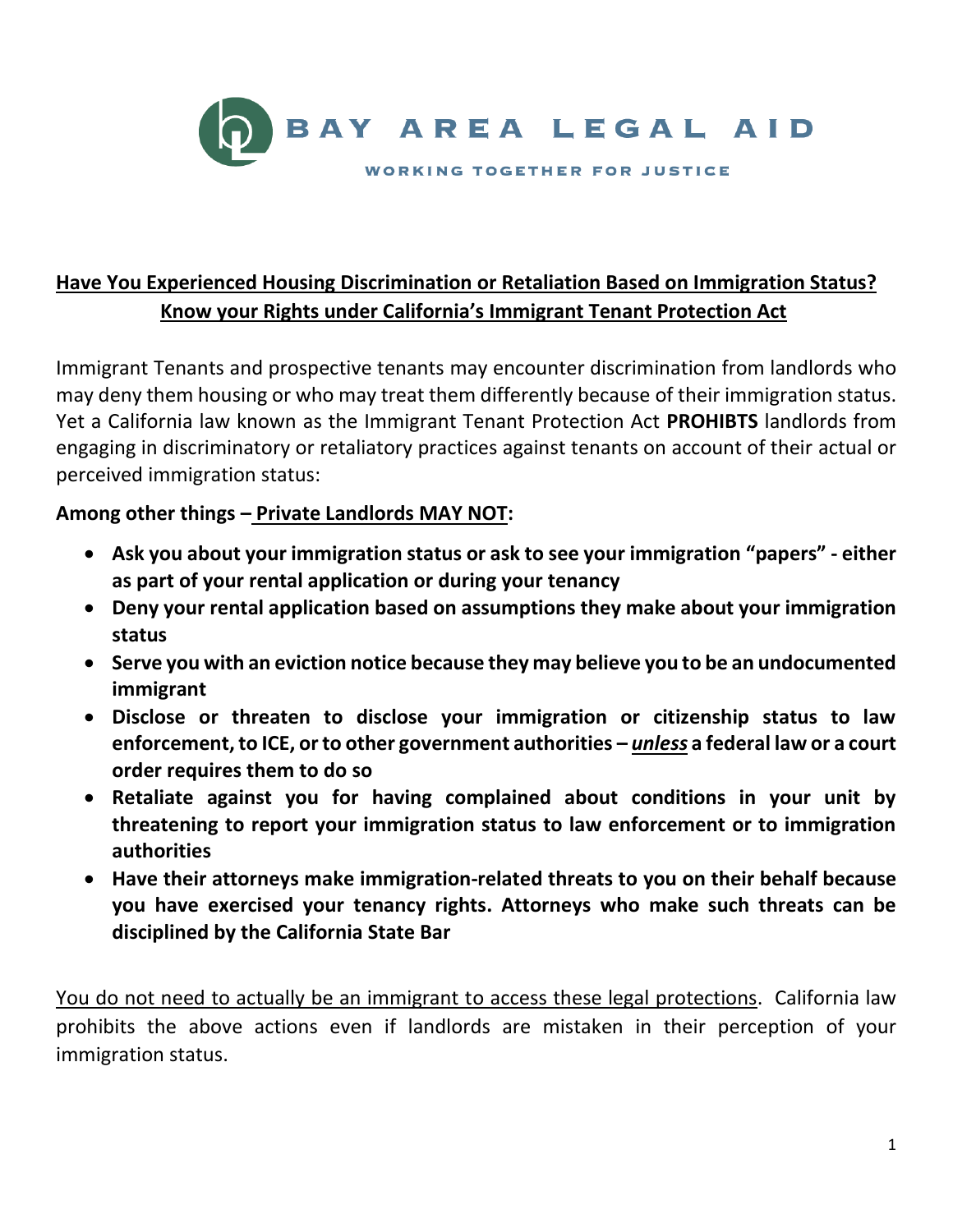BAY AREA LEGAL AID

WORKING TOGETHER FOR JUSTICE

## Have You Experienced Housing Discrimination or Retaliation Based on Immigration Status? Know your Rights under California's Immigrant Tenant Protection Act

Immigrant Tenants and prospective tenants may encounter discrimination from landlords who may deny them housing or who may treat them differently because of their immigration status. Yet a California law known as the Immigrant Tenant Protection Act **PROHIBTS** landlords from engaging in discriminatory or retaliatory practices against tenants on account of their actual or perceived immigration status:

**Among other things – Private Landlords MAY NOT:**

- **Ask you about your immigration status or ask to see your immigration "papers" - either as part of your rental application or during your tenancy**
- **Deny your rental application based on assumptions they make about your immigration status**
- **Serve you with an eviction notice because they may believe you to be an undocumented immigrant**
- **Disclose or threaten to disclose your immigration or citizenship status to law enforcement, to ICE, or to other government authorities – *unless* a federal law or a court order requires them to do so**
- **Retaliate against you for having complained about conditions in your unit by threatening to report your immigration status to law enforcement or to immigration authorities**
- **Have their attorneys make immigration-related threats to you on their behalf because you have exercised your tenancy rights. Attorneys who make such threats can be disciplined by the California State Bar**

You do not need to actually be an immigrant to access these legal protections. California law prohibits the above actions even if landlords are mistaken in their perception of your immigration status.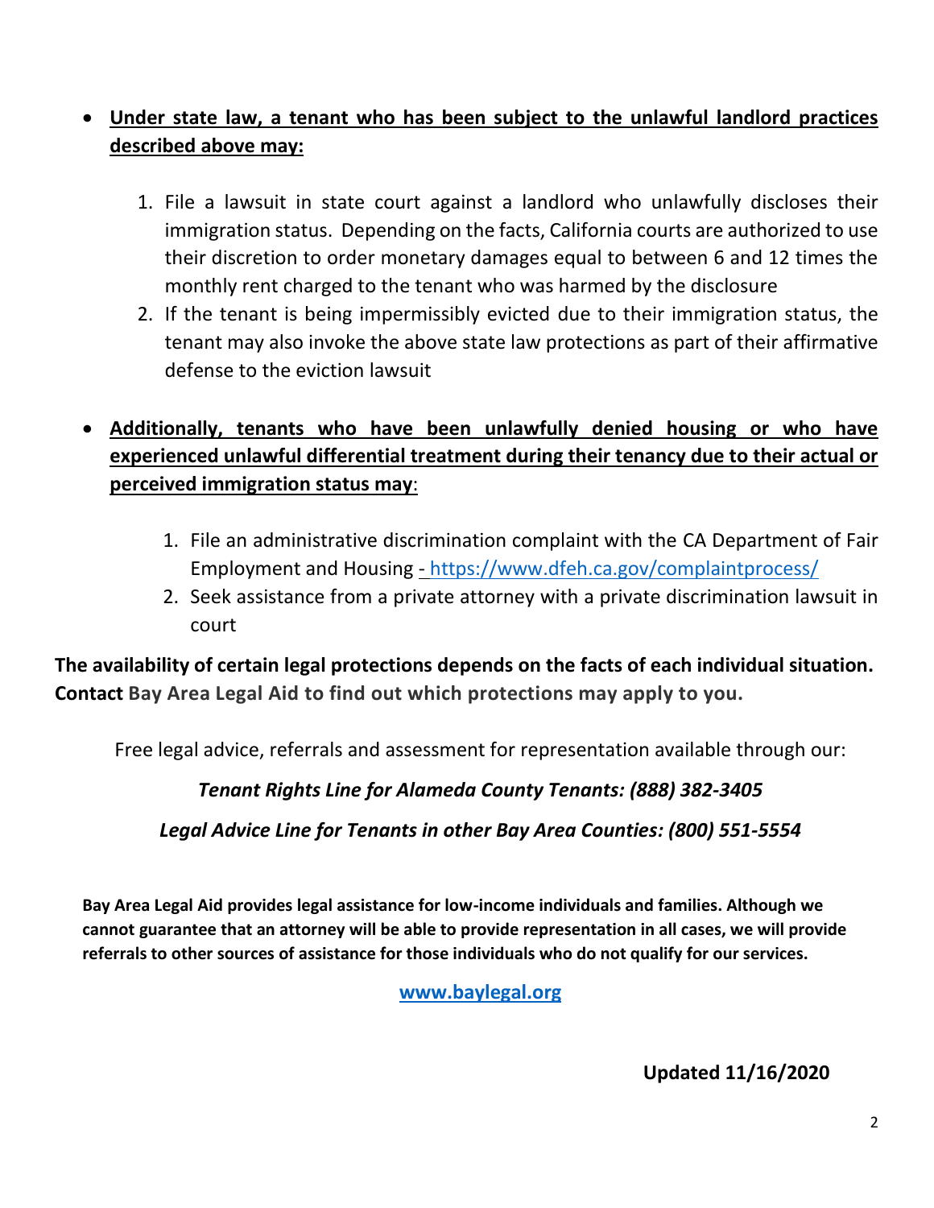- **Under state law, a tenant who has been subject to the unlawful landlord practices described above may:**

    1. File a lawsuit in state court against a landlord who unlawfully discloses their immigration status. Depending on the facts, California courts are authorized to use their discretion to order monetary damages equal to between 6 and 12 times the monthly rent charged to the tenant who was harmed by the disclosure
    2. If the tenant is being impermissibly evicted due to their immigration status, the tenant may also invoke the above state law protections as part of their affirmative defense to the eviction lawsuit

- **Additionally, tenants who have been unlawfully denied housing or who have experienced unlawful differential treatment during their tenancy due to their actual or perceived immigration status may**:

    1. File an administrative discrimination complaint with the CA Department of Fair Employment and Housing - https://www.dfeh.ca.gov/complaintprocess/
    2. Seek assistance from a private attorney with a private discrimination lawsuit in court

**The availability of certain legal protections depends on the facts of each individual situation. Contact Bay Area Legal Aid to find out which protections may apply to you.**

Free legal advice, referrals and assessment for representation available through our:

***Tenant Rights Line for Alameda County Tenants: (888) 382-3405***

***Legal Advice Line for Tenants in other Bay Area Counties: (800) 551-5554***

**Bay Area Legal Aid provides legal assistance for low-income individuals and families. Although we cannot guarantee that an attorney will be able to provide representation in all cases, we will provide referrals to other sources of assistance for those individuals who do not qualify for our services.**

**www.baylegal.org**

**Updated 11/16/2020**